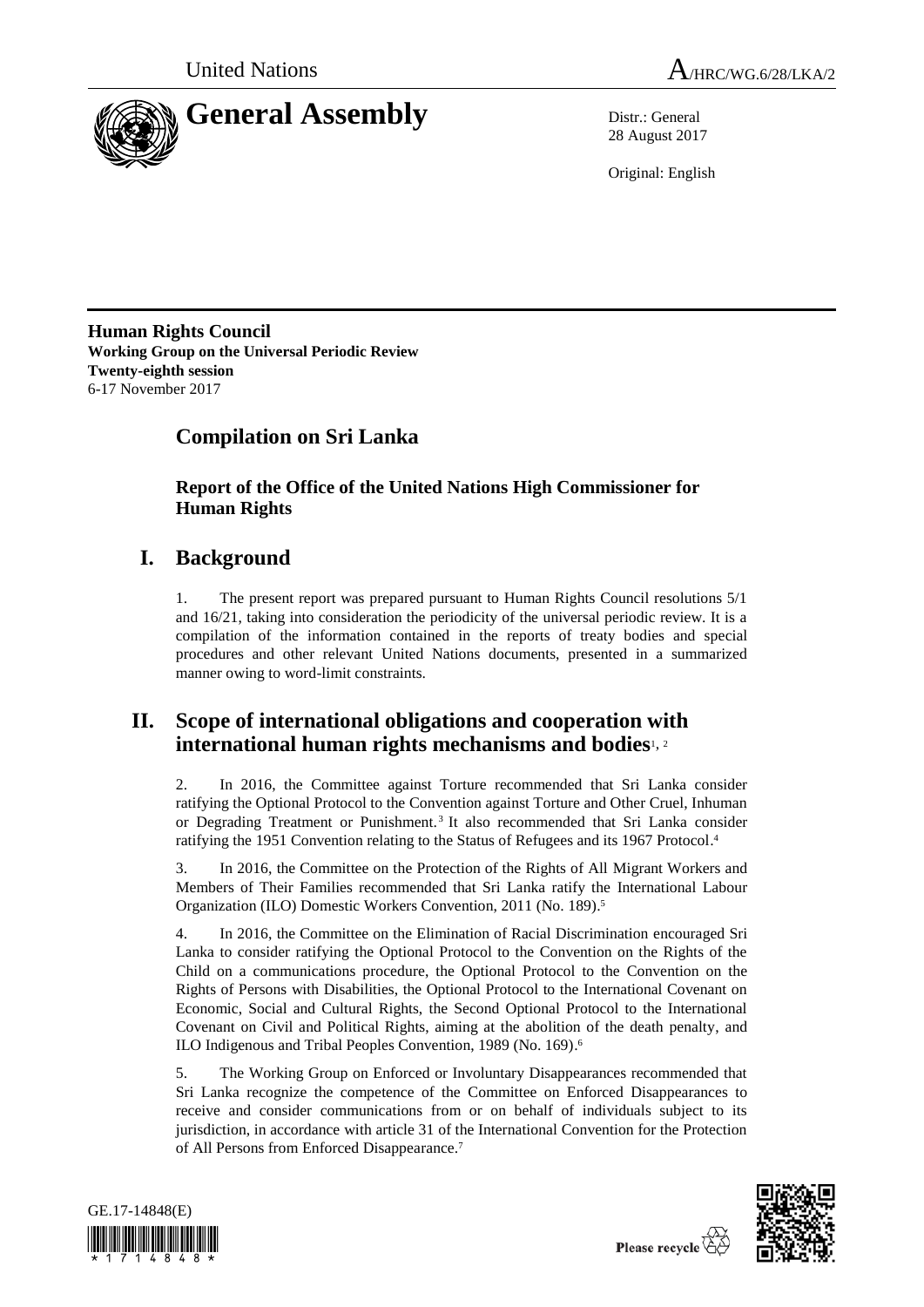United Nations A/HRC/WG.6/28/LKA/2

# General Assembly

Distr.: General
28 August 2017

Original: English

**Human Rights Council**
**Working Group on the Universal Periodic Review**
**Twenty-eighth session**
6-17 November 2017

## Compilation on Sri Lanka

### Report of the Office of the United Nations High Commissioner for Human Rights

## I. Background

1. The present report was prepared pursuant to Human Rights Council resolutions 5/1 and 16/21, taking into consideration the periodicity of the universal periodic review. It is a compilation of the information contained in the reports of treaty bodies and special procedures and other relevant United Nations documents, presented in a summarized manner owing to word-limit constraints.

## II. Scope of international obligations and cooperation with international human rights mechanisms and bodies[1, 2]

2. In 2016, the Committee against Torture recommended that Sri Lanka consider ratifying the Optional Protocol to the Convention against Torture and Other Cruel, Inhuman or Degrading Treatment or Punishment.[3] It also recommended that Sri Lanka consider ratifying the 1951 Convention relating to the Status of Refugees and its 1967 Protocol.[4]

3. In 2016, the Committee on the Protection of the Rights of All Migrant Workers and Members of Their Families recommended that Sri Lanka ratify the International Labour Organization (ILO) Domestic Workers Convention, 2011 (No. 189).[5]

4. In 2016, the Committee on the Elimination of Racial Discrimination encouraged Sri Lanka to consider ratifying the Optional Protocol to the Convention on the Rights of the Child on a communications procedure, the Optional Protocol to the Convention on the Rights of Persons with Disabilities, the Optional Protocol to the International Covenant on Economic, Social and Cultural Rights, the Second Optional Protocol to the International Covenant on Civil and Political Rights, aiming at the abolition of the death penalty, and ILO Indigenous and Tribal Peoples Convention, 1989 (No. 169).[6]

5. The Working Group on Enforced or Involuntary Disappearances recommended that Sri Lanka recognize the competence of the Committee on Enforced Disappearances to receive and consider communications from or on behalf of individuals subject to its jurisdiction, in accordance with article 31 of the International Convention for the Protection of All Persons from Enforced Disappearance.[7]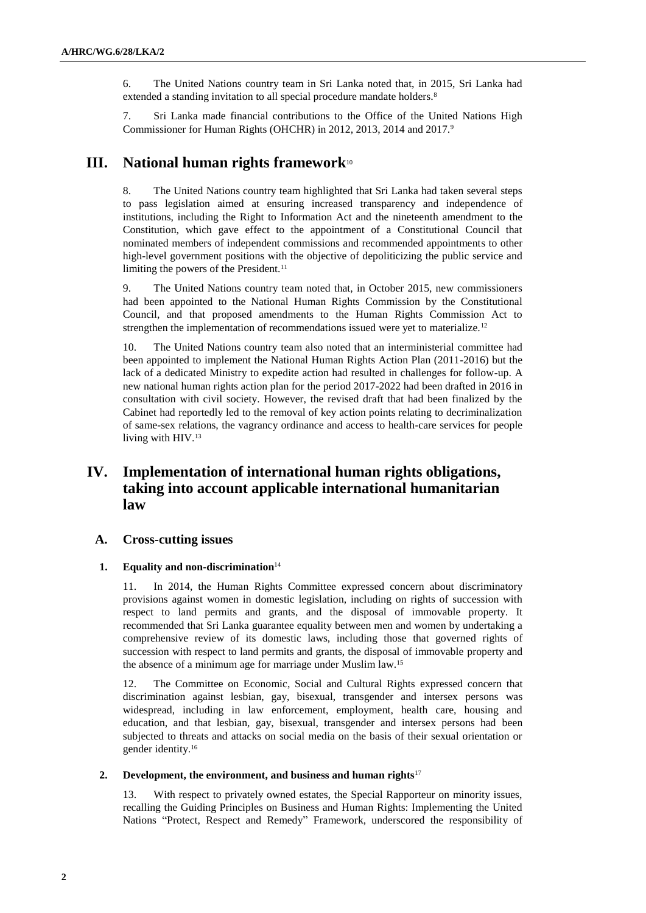6. The United Nations country team in Sri Lanka noted that, in 2015, Sri Lanka had extended a standing invitation to all special procedure mandate holders.[8]

7. Sri Lanka made financial contributions to the Office of the United Nations High Commissioner for Human Rights (OHCHR) in 2012, 2013, 2014 and 2017.[9]

# III. National human rights framework[10]

8. The United Nations country team highlighted that Sri Lanka had taken several steps to pass legislation aimed at ensuring increased transparency and independence of institutions, including the Right to Information Act and the nineteenth amendment to the Constitution, which gave effect to the appointment of a Constitutional Council that nominated members of independent commissions and recommended appointments to other high-level government positions with the objective of depoliticizing the public service and limiting the powers of the President.[11]

9. The United Nations country team noted that, in October 2015, new commissioners had been appointed to the National Human Rights Commission by the Constitutional Council, and that proposed amendments to the Human Rights Commission Act to strengthen the implementation of recommendations issued were yet to materialize.[12]

10. The United Nations country team also noted that an interministerial committee had been appointed to implement the National Human Rights Action Plan (2011-2016) but the lack of a dedicated Ministry to expedite action had resulted in challenges for follow-up. A new national human rights action plan for the period 2017-2022 had been drafted in 2016 in consultation with civil society. However, the revised draft that had been finalized by the Cabinet had reportedly led to the removal of key action points relating to decriminalization of same-sex relations, the vagrancy ordinance and access to health-care services for people living with HIV.[13]

# IV. Implementation of international human rights obligations, taking into account applicable international humanitarian law

## A. Cross-cutting issues

### 1. Equality and non-discrimination[14]

11. In 2014, the Human Rights Committee expressed concern about discriminatory provisions against women in domestic legislation, including on rights of succession with respect to land permits and grants, and the disposal of immovable property. It recommended that Sri Lanka guarantee equality between men and women by undertaking a comprehensive review of its domestic laws, including those that governed rights of succession with respect to land permits and grants, the disposal of immovable property and the absence of a minimum age for marriage under Muslim law.[15]

12. The Committee on Economic, Social and Cultural Rights expressed concern that discrimination against lesbian, gay, bisexual, transgender and intersex persons was widespread, including in law enforcement, employment, health care, housing and education, and that lesbian, gay, bisexual, transgender and intersex persons had been subjected to threats and attacks on social media on the basis of their sexual orientation or gender identity.[16]

### 2. Development, the environment, and business and human rights[17]

13. With respect to privately owned estates, the Special Rapporteur on minority issues, recalling the Guiding Principles on Business and Human Rights: Implementing the United Nations "Protect, Respect and Remedy" Framework, underscored the responsibility of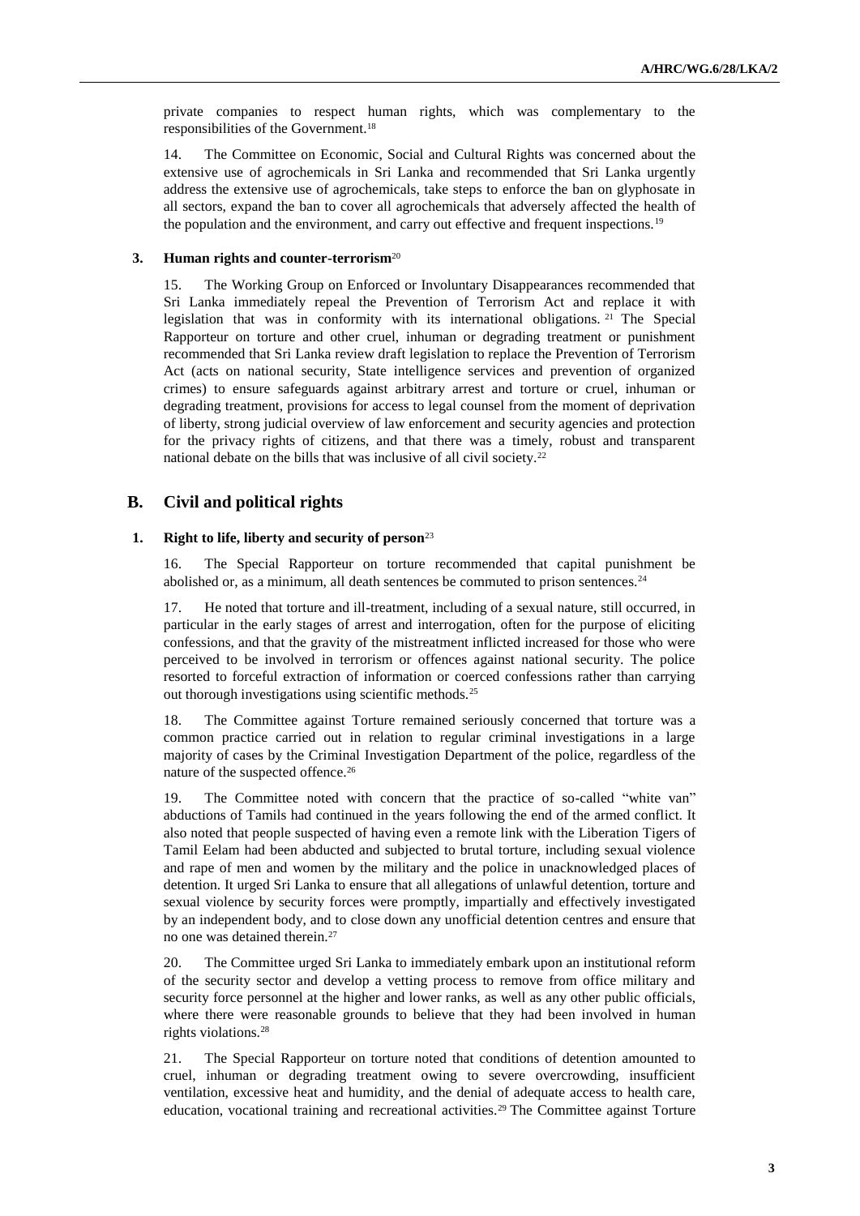private companies to respect human rights, which was complementary to the responsibilities of the Government.[18]

14. The Committee on Economic, Social and Cultural Rights was concerned about the extensive use of agrochemicals in Sri Lanka and recommended that Sri Lanka urgently address the extensive use of agrochemicals, take steps to enforce the ban on glyphosate in all sectors, expand the ban to cover all agrochemicals that adversely affected the health of the population and the environment, and carry out effective and frequent inspections.[19]

### 3. Human rights and counter-terrorism[20]

15. The Working Group on Enforced or Involuntary Disappearances recommended that Sri Lanka immediately repeal the Prevention of Terrorism Act and replace it with legislation that was in conformity with its international obligations.[21] The Special Rapporteur on torture and other cruel, inhuman or degrading treatment or punishment recommended that Sri Lanka review draft legislation to replace the Prevention of Terrorism Act (acts on national security, State intelligence services and prevention of organized crimes) to ensure safeguards against arbitrary arrest and torture or cruel, inhuman or degrading treatment, provisions for access to legal counsel from the moment of deprivation of liberty, strong judicial overview of law enforcement and security agencies and protection for the privacy rights of citizens, and that there was a timely, robust and transparent national debate on the bills that was inclusive of all civil society.[22]

## B. Civil and political rights

### 1. Right to life, liberty and security of person[23]

16. The Special Rapporteur on torture recommended that capital punishment be abolished or, as a minimum, all death sentences be commuted to prison sentences.[24]

17. He noted that torture and ill-treatment, including of a sexual nature, still occurred, in particular in the early stages of arrest and interrogation, often for the purpose of eliciting confessions, and that the gravity of the mistreatment inflicted increased for those who were perceived to be involved in terrorism or offences against national security. The police resorted to forceful extraction of information or coerced confessions rather than carrying out thorough investigations using scientific methods.[25]

18. The Committee against Torture remained seriously concerned that torture was a common practice carried out in relation to regular criminal investigations in a large majority of cases by the Criminal Investigation Department of the police, regardless of the nature of the suspected offence.[26]

19. The Committee noted with concern that the practice of so-called "white van" abductions of Tamils had continued in the years following the end of the armed conflict. It also noted that people suspected of having even a remote link with the Liberation Tigers of Tamil Eelam had been abducted and subjected to brutal torture, including sexual violence and rape of men and women by the military and the police in unacknowledged places of detention. It urged Sri Lanka to ensure that all allegations of unlawful detention, torture and sexual violence by security forces were promptly, impartially and effectively investigated by an independent body, and to close down any unofficial detention centres and ensure that no one was detained therein.[27]

20. The Committee urged Sri Lanka to immediately embark upon an institutional reform of the security sector and develop a vetting process to remove from office military and security force personnel at the higher and lower ranks, as well as any other public officials, where there were reasonable grounds to believe that they had been involved in human rights violations.[28]

21. The Special Rapporteur on torture noted that conditions of detention amounted to cruel, inhuman or degrading treatment owing to severe overcrowding, insufficient ventilation, excessive heat and humidity, and the denial of adequate access to health care, education, vocational training and recreational activities.[29] The Committee against Torture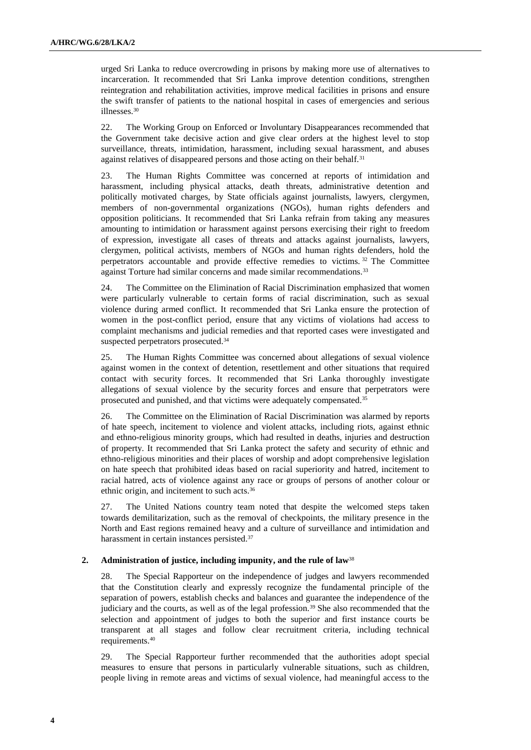urged Sri Lanka to reduce overcrowding in prisons by making more use of alternatives to incarceration. It recommended that Sri Lanka improve detention conditions, strengthen reintegration and rehabilitation activities, improve medical facilities in prisons and ensure the swift transfer of patients to the national hospital in cases of emergencies and serious illnesses.[30]

22. The Working Group on Enforced or Involuntary Disappearances recommended that the Government take decisive action and give clear orders at the highest level to stop surveillance, threats, intimidation, harassment, including sexual harassment, and abuses against relatives of disappeared persons and those acting on their behalf.[31]

23. The Human Rights Committee was concerned at reports of intimidation and harassment, including physical attacks, death threats, administrative detention and politically motivated charges, by State officials against journalists, lawyers, clergymen, members of non-governmental organizations (NGOs), human rights defenders and opposition politicians. It recommended that Sri Lanka refrain from taking any measures amounting to intimidation or harassment against persons exercising their right to freedom of expression, investigate all cases of threats and attacks against journalists, lawyers, clergymen, political activists, members of NGOs and human rights defenders, hold the perpetrators accountable and provide effective remedies to victims.[32] The Committee against Torture had similar concerns and made similar recommendations.[33]

24. The Committee on the Elimination of Racial Discrimination emphasized that women were particularly vulnerable to certain forms of racial discrimination, such as sexual violence during armed conflict. It recommended that Sri Lanka ensure the protection of women in the post-conflict period, ensure that any victims of violations had access to complaint mechanisms and judicial remedies and that reported cases were investigated and suspected perpetrators prosecuted.[34]

25. The Human Rights Committee was concerned about allegations of sexual violence against women in the context of detention, resettlement and other situations that required contact with security forces. It recommended that Sri Lanka thoroughly investigate allegations of sexual violence by the security forces and ensure that perpetrators were prosecuted and punished, and that victims were adequately compensated.[35]

26. The Committee on the Elimination of Racial Discrimination was alarmed by reports of hate speech, incitement to violence and violent attacks, including riots, against ethnic and ethno-religious minority groups, which had resulted in deaths, injuries and destruction of property. It recommended that Sri Lanka protect the safety and security of ethnic and ethno-religious minorities and their places of worship and adopt comprehensive legislation on hate speech that prohibited ideas based on racial superiority and hatred, incitement to racial hatred, acts of violence against any race or groups of persons of another colour or ethnic origin, and incitement to such acts.[36]

27. The United Nations country team noted that despite the welcomed steps taken towards demilitarization, such as the removal of checkpoints, the military presence in the North and East regions remained heavy and a culture of surveillance and intimidation and harassment in certain instances persisted.[37]

### 2. Administration of justice, including impunity, and the rule of law[38]

28. The Special Rapporteur on the independence of judges and lawyers recommended that the Constitution clearly and expressly recognize the fundamental principle of the separation of powers, establish checks and balances and guarantee the independence of the judiciary and the courts, as well as of the legal profession.[39] She also recommended that the selection and appointment of judges to both the superior and first instance courts be transparent at all stages and follow clear recruitment criteria, including technical requirements.[40]

29. The Special Rapporteur further recommended that the authorities adopt special measures to ensure that persons in particularly vulnerable situations, such as children, people living in remote areas and victims of sexual violence, had meaningful access to the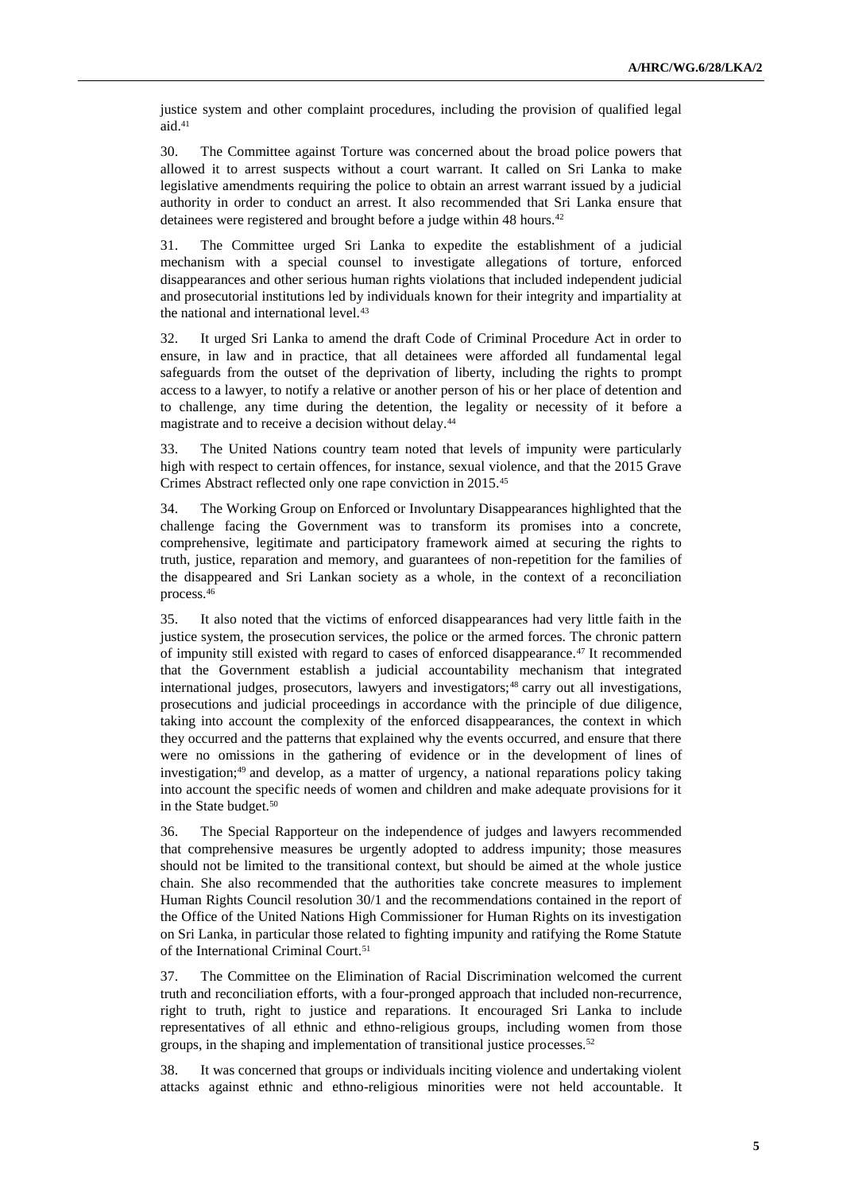justice system and other complaint procedures, including the provision of qualified legal aid.[41]

30. The Committee against Torture was concerned about the broad police powers that allowed it to arrest suspects without a court warrant. It called on Sri Lanka to make legislative amendments requiring the police to obtain an arrest warrant issued by a judicial authority in order to conduct an arrest. It also recommended that Sri Lanka ensure that detainees were registered and brought before a judge within 48 hours.[42]

31. The Committee urged Sri Lanka to expedite the establishment of a judicial mechanism with a special counsel to investigate allegations of torture, enforced disappearances and other serious human rights violations that included independent judicial and prosecutorial institutions led by individuals known for their integrity and impartiality at the national and international level.[43]

32. It urged Sri Lanka to amend the draft Code of Criminal Procedure Act in order to ensure, in law and in practice, that all detainees were afforded all fundamental legal safeguards from the outset of the deprivation of liberty, including the rights to prompt access to a lawyer, to notify a relative or another person of his or her place of detention and to challenge, any time during the detention, the legality or necessity of it before a magistrate and to receive a decision without delay.[44]

33. The United Nations country team noted that levels of impunity were particularly high with respect to certain offences, for instance, sexual violence, and that the 2015 Grave Crimes Abstract reflected only one rape conviction in 2015.[45]

34. The Working Group on Enforced or Involuntary Disappearances highlighted that the challenge facing the Government was to transform its promises into a concrete, comprehensive, legitimate and participatory framework aimed at securing the rights to truth, justice, reparation and memory, and guarantees of non-repetition for the families of the disappeared and Sri Lankan society as a whole, in the context of a reconciliation process.[46]

35. It also noted that the victims of enforced disappearances had very little faith in the justice system, the prosecution services, the police or the armed forces. The chronic pattern of impunity still existed with regard to cases of enforced disappearance.[47] It recommended that the Government establish a judicial accountability mechanism that integrated international judges, prosecutors, lawyers and investigators;[48] carry out all investigations, prosecutions and judicial proceedings in accordance with the principle of due diligence, taking into account the complexity of the enforced disappearances, the context in which they occurred and the patterns that explained why the events occurred, and ensure that there were no omissions in the gathering of evidence or in the development of lines of investigation;[49] and develop, as a matter of urgency, a national reparations policy taking into account the specific needs of women and children and make adequate provisions for it in the State budget.[50]

36. The Special Rapporteur on the independence of judges and lawyers recommended that comprehensive measures be urgently adopted to address impunity; those measures should not be limited to the transitional context, but should be aimed at the whole justice chain. She also recommended that the authorities take concrete measures to implement Human Rights Council resolution 30/1 and the recommendations contained in the report of the Office of the United Nations High Commissioner for Human Rights on its investigation on Sri Lanka, in particular those related to fighting impunity and ratifying the Rome Statute of the International Criminal Court.[51]

37. The Committee on the Elimination of Racial Discrimination welcomed the current truth and reconciliation efforts, with a four-pronged approach that included non-recurrence, right to truth, right to justice and reparations. It encouraged Sri Lanka to include representatives of all ethnic and ethno-religious groups, including women from those groups, in the shaping and implementation of transitional justice processes.[52]

38. It was concerned that groups or individuals inciting violence and undertaking violent attacks against ethnic and ethno-religious minorities were not held accountable. It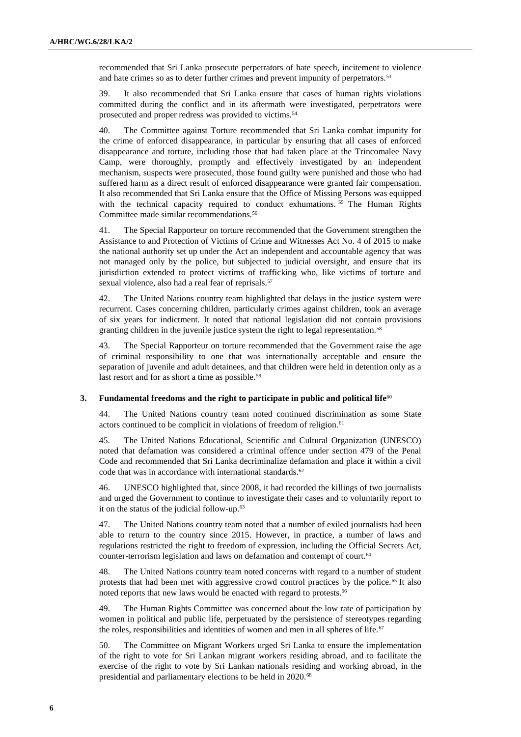recommended that Sri Lanka prosecute perpetrators of hate speech, incitement to violence and hate crimes so as to deter further crimes and prevent impunity of perpetrators.[53]

39. It also recommended that Sri Lanka ensure that cases of human rights violations committed during the conflict and in its aftermath were investigated, perpetrators were prosecuted and proper redress was provided to victims.[54]

40. The Committee against Torture recommended that Sri Lanka combat impunity for the crime of enforced disappearance, in particular by ensuring that all cases of enforced disappearance and torture, including those that had taken place at the Trincomalee Navy Camp, were thoroughly, promptly and effectively investigated by an independent mechanism, suspects were prosecuted, those found guilty were punished and those who had suffered harm as a direct result of enforced disappearance were granted fair compensation. It also recommended that Sri Lanka ensure that the Office of Missing Persons was equipped with the technical capacity required to conduct exhumations.[55] The Human Rights Committee made similar recommendations.[56]

41. The Special Rapporteur on torture recommended that the Government strengthen the Assistance to and Protection of Victims of Crime and Witnesses Act No. 4 of 2015 to make the national authority set up under the Act an independent and accountable agency that was not managed only by the police, but subjected to judicial oversight, and ensure that its jurisdiction extended to protect victims of trafficking who, like victims of torture and sexual violence, also had a real fear of reprisals.[57]

42. The United Nations country team highlighted that delays in the justice system were recurrent. Cases concerning children, particularly crimes against children, took an average of six years for indictment. It noted that national legislation did not contain provisions granting children in the juvenile justice system the right to legal representation.[58]

43. The Special Rapporteur on torture recommended that the Government raise the age of criminal responsibility to one that was internationally acceptable and ensure the separation of juvenile and adult detainees, and that children were held in detention only as a last resort and for as short a time as possible.[59]

### 3. Fundamental freedoms and the right to participate in public and political life[60]

44. The United Nations country team noted continued discrimination as some State actors continued to be complicit in violations of freedom of religion.[61]

45. The United Nations Educational, Scientific and Cultural Organization (UNESCO) noted that defamation was considered a criminal offence under section 479 of the Penal Code and recommended that Sri Lanka decriminalize defamation and place it within a civil code that was in accordance with international standards.[62]

46. UNESCO highlighted that, since 2008, it had recorded the killings of two journalists and urged the Government to continue to investigate their cases and to voluntarily report to it on the status of the judicial follow-up.[63]

47. The United Nations country team noted that a number of exiled journalists had been able to return to the country since 2015. However, in practice, a number of laws and regulations restricted the right to freedom of expression, including the Official Secrets Act, counter-terrorism legislation and laws on defamation and contempt of court.[64]

48. The United Nations country team noted concerns with regard to a number of student protests that had been met with aggressive crowd control practices by the police.[65] It also noted reports that new laws would be enacted with regard to protests.[66]

49. The Human Rights Committee was concerned about the low rate of participation by women in political and public life, perpetuated by the persistence of stereotypes regarding the roles, responsibilities and identities of women and men in all spheres of life.[67]

50. The Committee on Migrant Workers urged Sri Lanka to ensure the implementation of the right to vote for Sri Lankan migrant workers residing abroad, and to facilitate the exercise of the right to vote by Sri Lankan nationals residing and working abroad, in the presidential and parliamentary elections to be held in 2020.[68]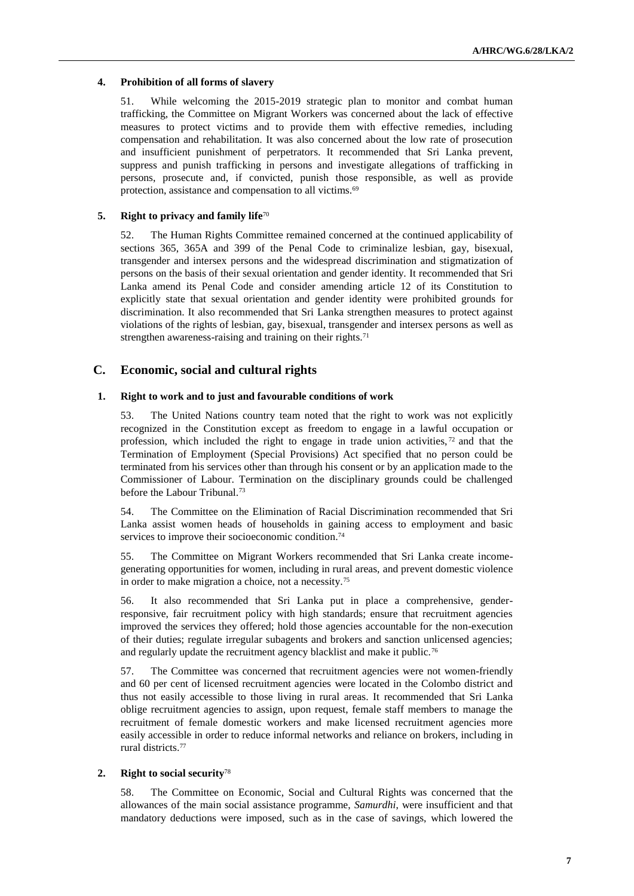### 4. Prohibition of all forms of slavery

51. While welcoming the 2015-2019 strategic plan to monitor and combat human trafficking, the Committee on Migrant Workers was concerned about the lack of effective measures to protect victims and to provide them with effective remedies, including compensation and rehabilitation. It was also concerned about the low rate of prosecution and insufficient punishment of perpetrators. It recommended that Sri Lanka prevent, suppress and punish trafficking in persons and investigate allegations of trafficking in persons, prosecute and, if convicted, punish those responsible, as well as provide protection, assistance and compensation to all victims.[69]

### 5. Right to privacy and family life[70]

52. The Human Rights Committee remained concerned at the continued applicability of sections 365, 365A and 399 of the Penal Code to criminalize lesbian, gay, bisexual, transgender and intersex persons and the widespread discrimination and stigmatization of persons on the basis of their sexual orientation and gender identity. It recommended that Sri Lanka amend its Penal Code and consider amending article 12 of its Constitution to explicitly state that sexual orientation and gender identity were prohibited grounds for discrimination. It also recommended that Sri Lanka strengthen measures to protect against violations of the rights of lesbian, gay, bisexual, transgender and intersex persons as well as strengthen awareness-raising and training on their rights.[71]

## C. Economic, social and cultural rights

### 1. Right to work and to just and favourable conditions of work

53. The United Nations country team noted that the right to work was not explicitly recognized in the Constitution except as freedom to engage in a lawful occupation or profession, which included the right to engage in trade union activities,[72] and that the Termination of Employment (Special Provisions) Act specified that no person could be terminated from his services other than through his consent or by an application made to the Commissioner of Labour. Termination on the disciplinary grounds could be challenged before the Labour Tribunal.[73]

54. The Committee on the Elimination of Racial Discrimination recommended that Sri Lanka assist women heads of households in gaining access to employment and basic services to improve their socioeconomic condition.[74]

55. The Committee on Migrant Workers recommended that Sri Lanka create income-generating opportunities for women, including in rural areas, and prevent domestic violence in order to make migration a choice, not a necessity.[75]

56. It also recommended that Sri Lanka put in place a comprehensive, gender-responsive, fair recruitment policy with high standards; ensure that recruitment agencies improved the services they offered; hold those agencies accountable for the non-execution of their duties; regulate irregular subagents and brokers and sanction unlicensed agencies; and regularly update the recruitment agency blacklist and make it public.[76]

57. The Committee was concerned that recruitment agencies were not women-friendly and 60 per cent of licensed recruitment agencies were located in the Colombo district and thus not easily accessible to those living in rural areas. It recommended that Sri Lanka oblige recruitment agencies to assign, upon request, female staff members to manage the recruitment of female domestic workers and make licensed recruitment agencies more easily accessible in order to reduce informal networks and reliance on brokers, including in rural districts.[77]

### 2. Right to social security[78]

58. The Committee on Economic, Social and Cultural Rights was concerned that the allowances of the main social assistance programme, *Samurdhi*, were insufficient and that mandatory deductions were imposed, such as in the case of savings, which lowered the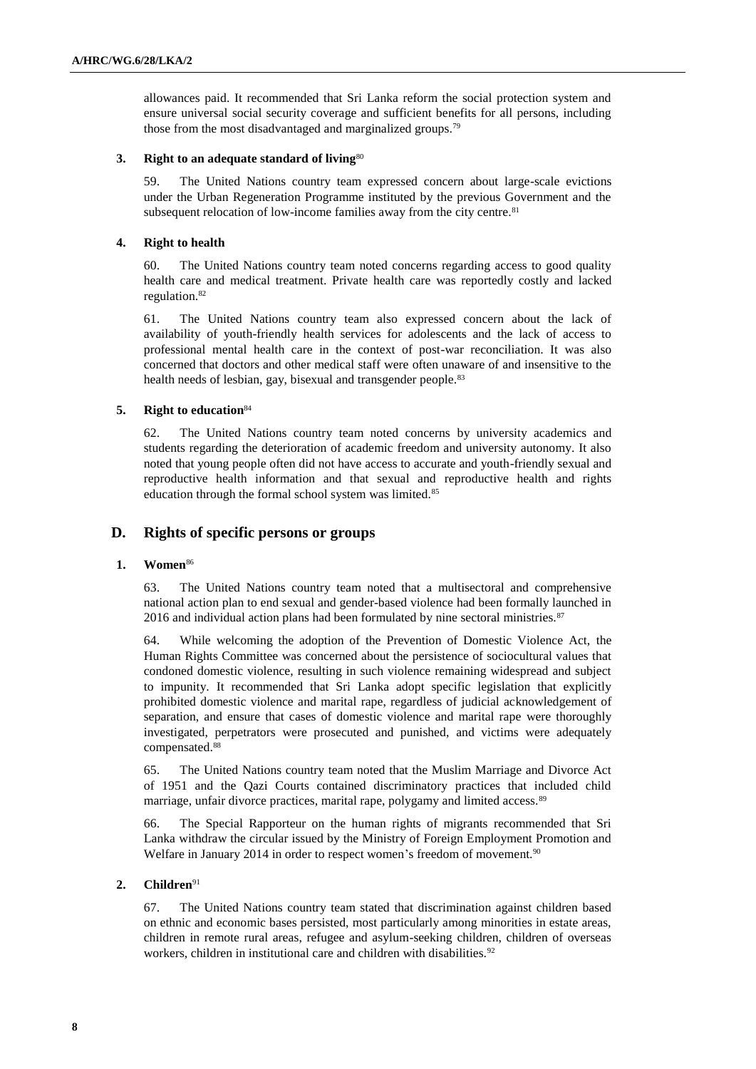allowances paid. It recommended that Sri Lanka reform the social protection system and ensure universal social security coverage and sufficient benefits for all persons, including those from the most disadvantaged and marginalized groups.[79]

### 3. Right to an adequate standard of living[80]

59. The United Nations country team expressed concern about large-scale evictions under the Urban Regeneration Programme instituted by the previous Government and the subsequent relocation of low-income families away from the city centre.[81]

### 4. Right to health

60. The United Nations country team noted concerns regarding access to good quality health care and medical treatment. Private health care was reportedly costly and lacked regulation.[82]

61. The United Nations country team also expressed concern about the lack of availability of youth-friendly health services for adolescents and the lack of access to professional mental health care in the context of post-war reconciliation. It was also concerned that doctors and other medical staff were often unaware of and insensitive to the health needs of lesbian, gay, bisexual and transgender people.[83]

### 5. Right to education[84]

62. The United Nations country team noted concerns by university academics and students regarding the deterioration of academic freedom and university autonomy. It also noted that young people often did not have access to accurate and youth-friendly sexual and reproductive health information and that sexual and reproductive health and rights education through the formal school system was limited.[85]

## D. Rights of specific persons or groups

### 1. Women[86]

63. The United Nations country team noted that a multisectoral and comprehensive national action plan to end sexual and gender-based violence had been formally launched in 2016 and individual action plans had been formulated by nine sectoral ministries.[87]

64. While welcoming the adoption of the Prevention of Domestic Violence Act, the Human Rights Committee was concerned about the persistence of sociocultural values that condoned domestic violence, resulting in such violence remaining widespread and subject to impunity. It recommended that Sri Lanka adopt specific legislation that explicitly prohibited domestic violence and marital rape, regardless of judicial acknowledgement of separation, and ensure that cases of domestic violence and marital rape were thoroughly investigated, perpetrators were prosecuted and punished, and victims were adequately compensated.[88]

65. The United Nations country team noted that the Muslim Marriage and Divorce Act of 1951 and the Qazi Courts contained discriminatory practices that included child marriage, unfair divorce practices, marital rape, polygamy and limited access.[89]

66. The Special Rapporteur on the human rights of migrants recommended that Sri Lanka withdraw the circular issued by the Ministry of Foreign Employment Promotion and Welfare in January 2014 in order to respect women's freedom of movement.[90]

### 2. Children[91]

67. The United Nations country team stated that discrimination against children based on ethnic and economic bases persisted, most particularly among minorities in estate areas, children in remote rural areas, refugee and asylum-seeking children, children of overseas workers, children in institutional care and children with disabilities.[92]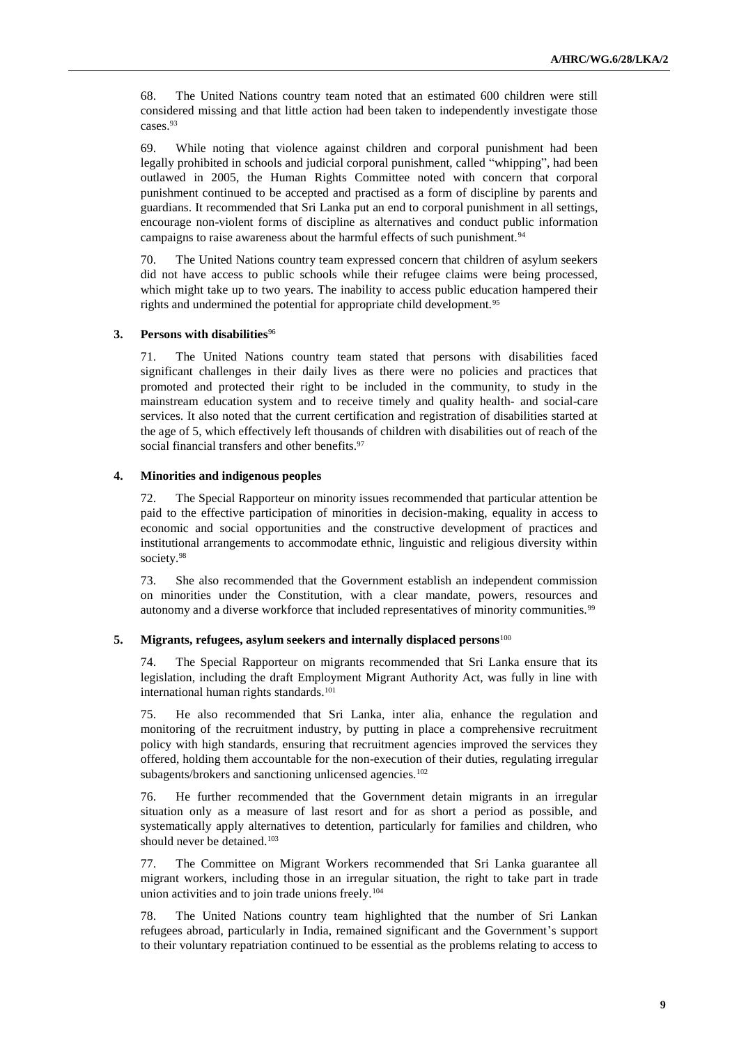68. The United Nations country team noted that an estimated 600 children were still considered missing and that little action had been taken to independently investigate those cases.[93]

69. While noting that violence against children and corporal punishment had been legally prohibited in schools and judicial corporal punishment, called "whipping", had been outlawed in 2005, the Human Rights Committee noted with concern that corporal punishment continued to be accepted and practised as a form of discipline by parents and guardians. It recommended that Sri Lanka put an end to corporal punishment in all settings, encourage non-violent forms of discipline as alternatives and conduct public information campaigns to raise awareness about the harmful effects of such punishment.[94]

70. The United Nations country team expressed concern that children of asylum seekers did not have access to public schools while their refugee claims were being processed, which might take up to two years. The inability to access public education hampered their rights and undermined the potential for appropriate child development.[95]

### 3. Persons with disabilities[96]

71. The United Nations country team stated that persons with disabilities faced significant challenges in their daily lives as there were no policies and practices that promoted and protected their right to be included in the community, to study in the mainstream education system and to receive timely and quality health- and social-care services. It also noted that the current certification and registration of disabilities started at the age of 5, which effectively left thousands of children with disabilities out of reach of the social financial transfers and other benefits.[97]

### 4. Minorities and indigenous peoples

72. The Special Rapporteur on minority issues recommended that particular attention be paid to the effective participation of minorities in decision-making, equality in access to economic and social opportunities and the constructive development of practices and institutional arrangements to accommodate ethnic, linguistic and religious diversity within society.[98]

73. She also recommended that the Government establish an independent commission on minorities under the Constitution, with a clear mandate, powers, resources and autonomy and a diverse workforce that included representatives of minority communities.[99]

### 5. Migrants, refugees, asylum seekers and internally displaced persons[100]

74. The Special Rapporteur on migrants recommended that Sri Lanka ensure that its legislation, including the draft Employment Migrant Authority Act, was fully in line with international human rights standards.[101]

75. He also recommended that Sri Lanka, inter alia, enhance the regulation and monitoring of the recruitment industry, by putting in place a comprehensive recruitment policy with high standards, ensuring that recruitment agencies improved the services they offered, holding them accountable for the non-execution of their duties, regulating irregular subagents/brokers and sanctioning unlicensed agencies.[102]

76. He further recommended that the Government detain migrants in an irregular situation only as a measure of last resort and for as short a period as possible, and systematically apply alternatives to detention, particularly for families and children, who should never be detained.[103]

77. The Committee on Migrant Workers recommended that Sri Lanka guarantee all migrant workers, including those in an irregular situation, the right to take part in trade union activities and to join trade unions freely.[104]

78. The United Nations country team highlighted that the number of Sri Lankan refugees abroad, particularly in India, remained significant and the Government's support to their voluntary repatriation continued to be essential as the problems relating to access to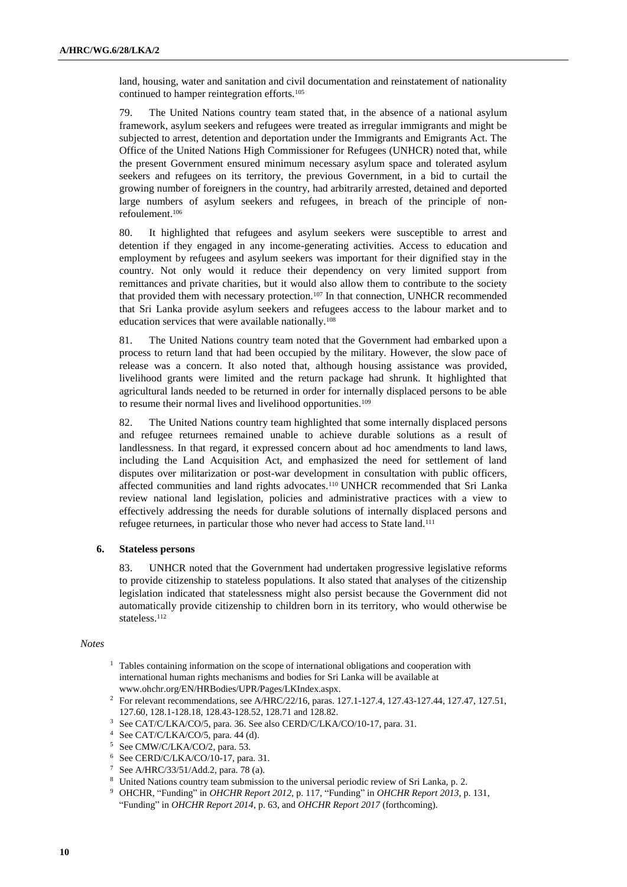land, housing, water and sanitation and civil documentation and reinstatement of nationality continued to hamper reintegration efforts.[105]

79. The United Nations country team stated that, in the absence of a national asylum framework, asylum seekers and refugees were treated as irregular immigrants and might be subjected to arrest, detention and deportation under the Immigrants and Emigrants Act. The Office of the United Nations High Commissioner for Refugees (UNHCR) noted that, while the present Government ensured minimum necessary asylum space and tolerated asylum seekers and refugees on its territory, the previous Government, in a bid to curtail the growing number of foreigners in the country, had arbitrarily arrested, detained and deported large numbers of asylum seekers and refugees, in breach of the principle of non-refoulement.[106]

80. It highlighted that refugees and asylum seekers were susceptible to arrest and detention if they engaged in any income-generating activities. Access to education and employment by refugees and asylum seekers was important for their dignified stay in the country. Not only would it reduce their dependency on very limited support from remittances and private charities, but it would also allow them to contribute to the society that provided them with necessary protection.[107] In that connection, UNHCR recommended that Sri Lanka provide asylum seekers and refugees access to the labour market and to education services that were available nationally.[108]

81. The United Nations country team noted that the Government had embarked upon a process to return land that had been occupied by the military. However, the slow pace of release was a concern. It also noted that, although housing assistance was provided, livelihood grants were limited and the return package had shrunk. It highlighted that agricultural lands needed to be returned in order for internally displaced persons to be able to resume their normal lives and livelihood opportunities.[109]

82. The United Nations country team highlighted that some internally displaced persons and refugee returnees remained unable to achieve durable solutions as a result of landlessness. In that regard, it expressed concern about ad hoc amendments to land laws, including the Land Acquisition Act, and emphasized the need for settlement of land disputes over militarization or post-war development in consultation with public officers, affected communities and land rights advocates.[110] UNHCR recommended that Sri Lanka review national land legislation, policies and administrative practices with a view to effectively addressing the needs for durable solutions of internally displaced persons and refugee returnees, in particular those who never had access to State land.[111]

### 6. Stateless persons

83. UNHCR noted that the Government had undertaken progressive legislative reforms to provide citizenship to stateless populations. It also stated that analyses of the citizenship legislation indicated that statelessness might also persist because the Government did not automatically provide citizenship to children born in its territory, who would otherwise be stateless.[112]

*Notes*

[1] Tables containing information on the scope of international obligations and cooperation with international human rights mechanisms and bodies for Sri Lanka will be available at www.ohchr.org/EN/HRBodies/UPR/Pages/LKIndex.aspx.

[2] For relevant recommendations, see A/HRC/22/16, paras. 127.1-127.4, 127.43-127.44, 127.47, 127.51, 127.60, 128.1-128.18, 128.43-128.52, 128.71 and 128.82.

[3] See CAT/C/LKA/CO/5, para. 36. See also CERD/C/LKA/CO/10-17, para. 31.

[4] See CAT/C/LKA/CO/5, para. 44 (d).

[5] See CMW/C/LKA/CO/2, para. 53.

[6] See CERD/C/LKA/CO/10-17, para. 31.

[7] See A/HRC/33/51/Add.2, para. 78 (a).

[8] United Nations country team submission to the universal periodic review of Sri Lanka, p. 2.

[9] OHCHR, "Funding" in *OHCHR Report 2012*, p. 117, "Funding" in *OHCHR Report 2013*, p. 131, "Funding" in *OHCHR Report 2014*, p. 63, and *OHCHR Report 2017* (forthcoming).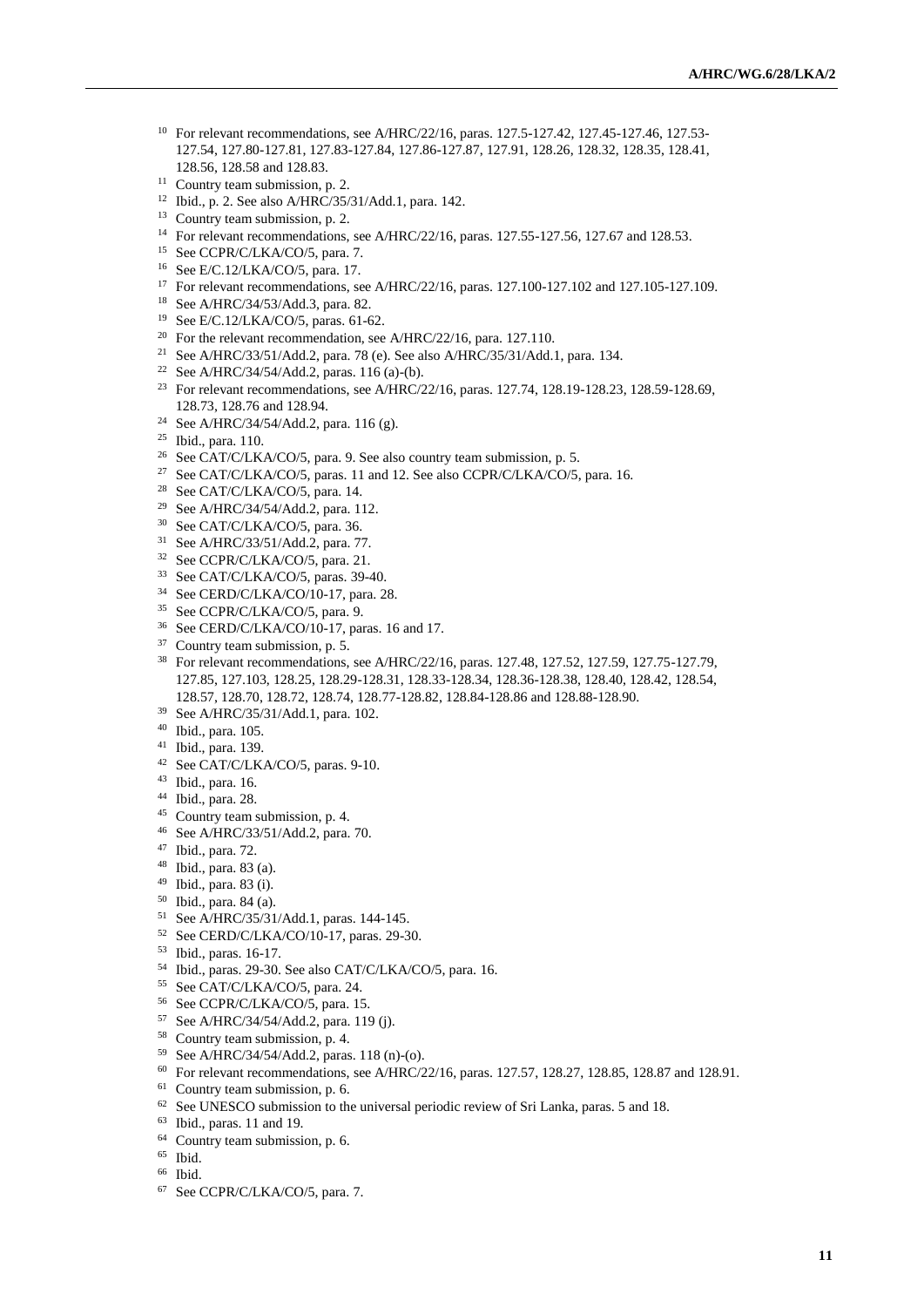[10] For relevant recommendations, see A/HRC/22/16, paras. 127.5-127.42, 127.45-127.46, 127.53-127.54, 127.80-127.81, 127.83-127.84, 127.86-127.87, 127.91, 128.26, 128.32, 128.35, 128.41, 128.56, 128.58 and 128.83.

[11] Country team submission, p. 2.

[12] Ibid., p. 2. See also A/HRC/35/31/Add.1, para. 142.

[13] Country team submission, p. 2.

[14] For relevant recommendations, see A/HRC/22/16, paras. 127.55-127.56, 127.67 and 128.53.

[15] See CCPR/C/LKA/CO/5, para. 7.

[16] See E/C.12/LKA/CO/5, para. 17.

[17] For relevant recommendations, see A/HRC/22/16, paras. 127.100-127.102 and 127.105-127.109.

[18] See A/HRC/34/53/Add.3, para. 82.

[19] See E/C.12/LKA/CO/5, paras. 61-62.

[20] For the relevant recommendation, see A/HRC/22/16, para. 127.110.

[21] See A/HRC/33/51/Add.2, para. 78 (e). See also A/HRC/35/31/Add.1, para. 134.

[22] See A/HRC/34/54/Add.2, paras. 116 (a)-(b).

[23] For relevant recommendations, see A/HRC/22/16, paras. 127.74, 128.19-128.23, 128.59-128.69, 128.73, 128.76 and 128.94.

[24] See A/HRC/34/54/Add.2, para. 116 (g).

[25] Ibid., para. 110.

[26] See CAT/C/LKA/CO/5, para. 9. See also country team submission, p. 5.

[27] See CAT/C/LKA/CO/5, paras. 11 and 12. See also CCPR/C/LKA/CO/5, para. 16.

[28] See CAT/C/LKA/CO/5, para. 14.

[29] See A/HRC/34/54/Add.2, para. 112.

[30] See CAT/C/LKA/CO/5, para. 36.

[31] See A/HRC/33/51/Add.2, para. 77.

[32] See CCPR/C/LKA/CO/5, para. 21.

[33] See CAT/C/LKA/CO/5, paras. 39-40.

[34] See CERD/C/LKA/CO/10-17, para. 28.

[35] See CCPR/C/LKA/CO/5, para. 9.

[36] See CERD/C/LKA/CO/10-17, paras. 16 and 17.

[37] Country team submission, p. 5.

[38] For relevant recommendations, see A/HRC/22/16, paras. 127.48, 127.52, 127.59, 127.75-127.79, 127.85, 127.103, 128.25, 128.29-128.31, 128.33-128.34, 128.36-128.38, 128.40, 128.42, 128.54, 128.57, 128.70, 128.72, 128.74, 128.77-128.82, 128.84-128.86 and 128.88-128.90.

[39] See A/HRC/35/31/Add.1, para. 102.

[40] Ibid., para. 105.

[41] Ibid., para. 139.

[42] See CAT/C/LKA/CO/5, paras. 9-10.

[43] Ibid., para. 16.

[44] Ibid., para. 28.

[45] Country team submission, p. 4.

[46] See A/HRC/33/51/Add.2, para. 70.

[47] Ibid., para. 72.

[48] Ibid., para. 83 (a).

[49] Ibid., para. 83 (i).

[50] Ibid., para. 84 (a).

[51] See A/HRC/35/31/Add.1, paras. 144-145.

[52] See CERD/C/LKA/CO/10-17, paras. 29-30.

[53] Ibid., paras. 16-17.

[54] Ibid., paras. 29-30. See also CAT/C/LKA/CO/5, para. 16.

[55] See CAT/C/LKA/CO/5, para. 24.

[56] See CCPR/C/LKA/CO/5, para. 15.

[57] See A/HRC/34/54/Add.2, para. 119 (j).

[58] Country team submission, p. 4.

[59] See A/HRC/34/54/Add.2, paras. 118 (n)-(o).

[60] For relevant recommendations, see A/HRC/22/16, paras. 127.57, 128.27, 128.85, 128.87 and 128.91.

[61] Country team submission, p. 6.

[62] See UNESCO submission to the universal periodic review of Sri Lanka, paras. 5 and 18.

[63] Ibid., paras. 11 and 19.

[64] Country team submission, p. 6.

[65] Ibid.

[66] Ibid.

[67] See CCPR/C/LKA/CO/5, para. 7.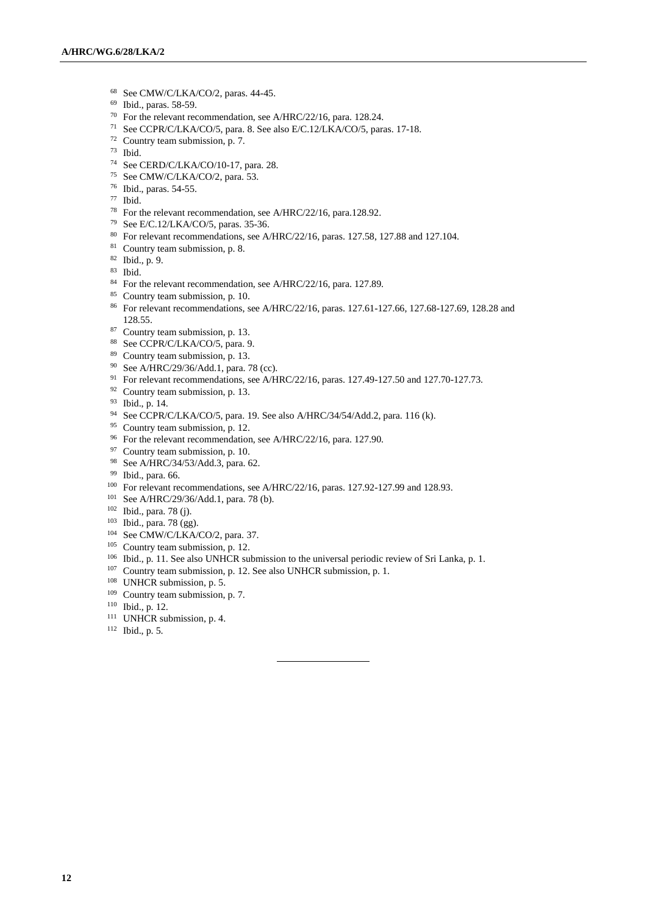[68] See CMW/C/LKA/CO/2, paras. 44-45.
[69] Ibid., paras. 58-59.
[70] For the relevant recommendation, see A/HRC/22/16, para. 128.24.
[71] See CCPR/C/LKA/CO/5, para. 8. See also E/C.12/LKA/CO/5, paras. 17-18.
[72] Country team submission, p. 7.
[73] Ibid.
[74] See CERD/C/LKA/CO/10-17, para. 28.
[75] See CMW/C/LKA/CO/2, para. 53.
[76] Ibid., paras. 54-55.
[77] Ibid.
[78] For the relevant recommendation, see A/HRC/22/16, para.128.92.
[79] See E/C.12/LKA/CO/5, paras. 35-36.
[80] For relevant recommendations, see A/HRC/22/16, paras. 127.58, 127.88 and 127.104.
[81] Country team submission, p. 8.
[82] Ibid., p. 9.
[83] Ibid.
[84] For the relevant recommendation, see A/HRC/22/16, para. 127.89.
[85] Country team submission, p. 10.
[86] For relevant recommendations, see A/HRC/22/16, paras. 127.61-127.66, 127.68-127.69, 128.28 and 128.55.
[87] Country team submission, p. 13.
[88] See CCPR/C/LKA/CO/5, para. 9.
[89] Country team submission, p. 13.
[90] See A/HRC/29/36/Add.1, para. 78 (cc).
[91] For relevant recommendations, see A/HRC/22/16, paras. 127.49-127.50 and 127.70-127.73.
[92] Country team submission, p. 13.
[93] Ibid., p. 14.
[94] See CCPR/C/LKA/CO/5, para. 19. See also A/HRC/34/54/Add.2, para. 116 (k).
[95] Country team submission, p. 12.
[96] For the relevant recommendation, see A/HRC/22/16, para. 127.90.
[97] Country team submission, p. 10.
[98] See A/HRC/34/53/Add.3, para. 62.
[99] Ibid., para. 66.
[100] For relevant recommendations, see A/HRC/22/16, paras. 127.92-127.99 and 128.93.
[101] See A/HRC/29/36/Add.1, para. 78 (b).
[102] Ibid., para. 78 (j).
[103] Ibid., para. 78 (gg).
[104] See CMW/C/LKA/CO/2, para. 37.
[105] Country team submission, p. 12.
[106] Ibid., p. 11. See also UNHCR submission to the universal periodic review of Sri Lanka, p. 1.
[107] Country team submission, p. 12. See also UNHCR submission, p. 1.
[108] UNHCR submission, p. 5.
[109] Country team submission, p. 7.
[110] Ibid., p. 12.
[111] UNHCR submission, p. 4.
[112] Ibid., p. 5.